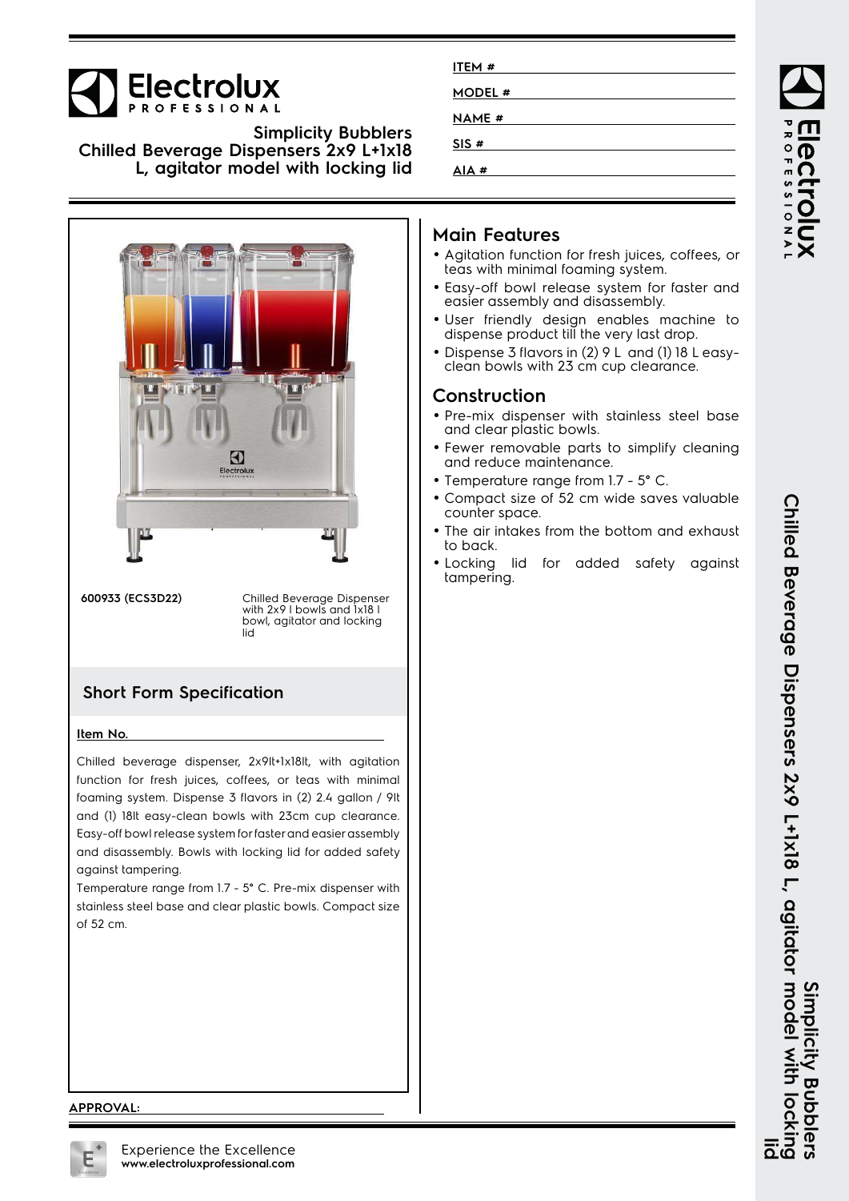# Electrolux PROFESSIONAL

## Simplicity Bubblers Chilled Beverage Dispensers 2x9 L+1x18 L, agitator model with locking lid

**ITEM #**

**MODEL #**

**NAME #**

**SIS #**

**AIA #**

**600933 (ECS3D22)** — Chilled Beverage Dispenser with 2x9 l bowls and 1x18 l bowl, agitator and locking lid

## Short Form Specification

**Item No.**

Chilled beverage dispenser, 2x9lt+1x18lt, with agitation function for fresh juices, coffees, or teas with minimal foaming system. Dispense 3 flavors in (2) 2.4 gallon / 9lt and (1) 18lt easy-clean bowls with 23cm cup clearance. Easy-off bowl release system for faster and easier assembly and disassembly. Bowls with locking lid for added safety against tampering.

Temperature range from 1.7 - 5° C. Pre-mix dispenser with stainless steel base and clear plastic bowls. Compact size of 52 cm.

## Main Features

- Agitation function for fresh juices, coffees, or teas with minimal foaming system.
- Easy-off bowl release system for faster and easier assembly and disassembly.
- User friendly design enables machine to dispense product till the very last drop.
- Dispense 3 flavors in (2) 9 L and (1) 18 L easy-clean bowls with 23 cm cup clearance.

## Construction

- Pre-mix dispenser with stainless steel base and clear plastic bowls.
- Fewer removable parts to simplify cleaning and reduce maintenance.
- Temperature range from 1.7 - 5° C.
- Compact size of 52 cm wide saves valuable counter space.
- The air intakes from the bottom and exhaust to back.
- Locking lid for added safety against tampering.

**APPROVAL:**

Experience the Excellence
**www.electroluxprofessional.com**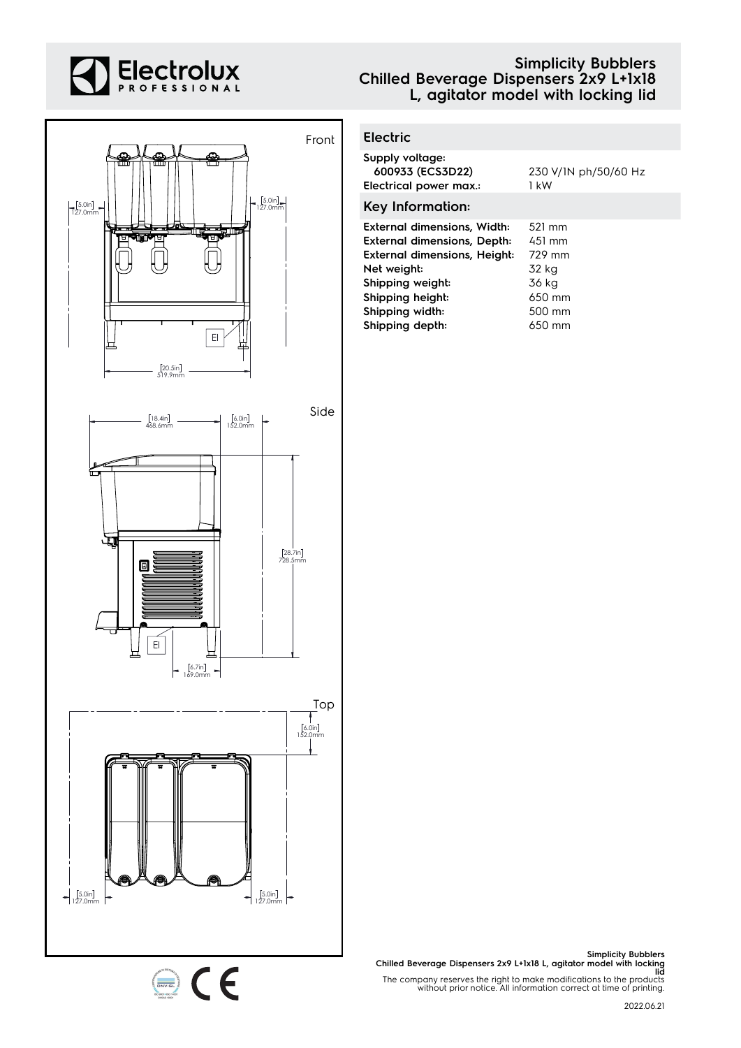# Simplicity Bubblers Chilled Beverage Dispensers 2x9 L+1x18 L, agitator model with locking lid

Front

[5.0in] 127.0mm

[5.0in] 127.0mm

EI

[20.5in] 519.9mm

Side

[18.4in] 468.6mm

[6.0in] 152.0mm

[28.7in] 728.5mm

EI

[6.7in] 169.0mm

Top

[6.0in] 152.0mm

[5.0in] 127.0mm

[5.0in] 127.0mm

## Electric

| | |
|---|---|
| **Supply voltage:** | |
| **600933 (ECS3D22)** | 230 V/1N ph/50/60 Hz |
| **Electrical power max.:** | 1 kW |

## Key Information:

| | |
|---|---|
| **External dimensions, Width:** | 521 mm |
| **External dimensions, Depth:** | 451 mm |
| **External dimensions, Height:** | 729 mm |
| **Net weight:** | 32 kg |
| **Shipping weight:** | 36 kg |
| **Shipping height:** | 650 mm |
| **Shipping width:** | 500 mm |
| **Shipping depth:** | 650 mm |

**Simplicity Bubblers**
**Chilled Beverage Dispensers 2x9 L+1x18 L, agitator model with locking lid**
The company reserves the right to make modifications to the products without prior notice. All information correct at time of printing.

2022.06.21